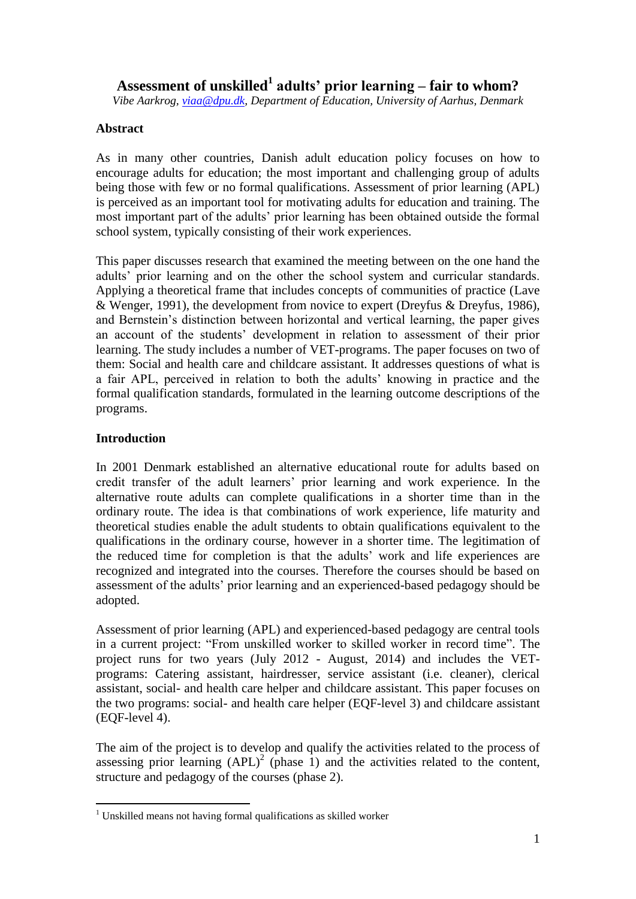# Assessment of unskilled[1] adults' prior learning – fair to whom?

*Vibe Aarkrog, viaa@dpu.dk, Department of Education, University of Aarhus, Denmark*

## Abstract

As in many other countries, Danish adult education policy focuses on how to encourage adults for education; the most important and challenging group of adults being those with few or no formal qualifications. Assessment of prior learning (APL) is perceived as an important tool for motivating adults for education and training. The most important part of the adults' prior learning has been obtained outside the formal school system, typically consisting of their work experiences.

This paper discusses research that examined the meeting between on the one hand the adults' prior learning and on the other the school system and curricular standards. Applying a theoretical frame that includes concepts of communities of practice (Lave & Wenger, 1991), the development from novice to expert (Dreyfus & Dreyfus, 1986), and Bernstein's distinction between horizontal and vertical learning, the paper gives an account of the students' development in relation to assessment of their prior learning. The study includes a number of VET-programs. The paper focuses on two of them: Social and health care and childcare assistant. It addresses questions of what is a fair APL, perceived in relation to both the adults' knowing in practice and the formal qualification standards, formulated in the learning outcome descriptions of the programs.

## Introduction

In 2001 Denmark established an alternative educational route for adults based on credit transfer of the adult learners' prior learning and work experience. In the alternative route adults can complete qualifications in a shorter time than in the ordinary route. The idea is that combinations of work experience, life maturity and theoretical studies enable the adult students to obtain qualifications equivalent to the qualifications in the ordinary course, however in a shorter time. The legitimation of the reduced time for completion is that the adults' work and life experiences are recognized and integrated into the courses. Therefore the courses should be based on assessment of the adults' prior learning and an experienced-based pedagogy should be adopted.

Assessment of prior learning (APL) and experienced-based pedagogy are central tools in a current project: "From unskilled worker to skilled worker in record time". The project runs for two years (July 2012 - August, 2014) and includes the VET-programs: Catering assistant, hairdresser, service assistant (i.e. cleaner), clerical assistant, social- and health care helper and childcare assistant. This paper focuses on the two programs: social- and health care helper (EQF-level 3) and childcare assistant (EQF-level 4).

The aim of the project is to develop and qualify the activities related to the process of assessing prior learning (APL)[2] (phase 1) and the activities related to the content, structure and pedagogy of the courses (phase 2).

[1] Unskilled means not having formal qualifications as skilled worker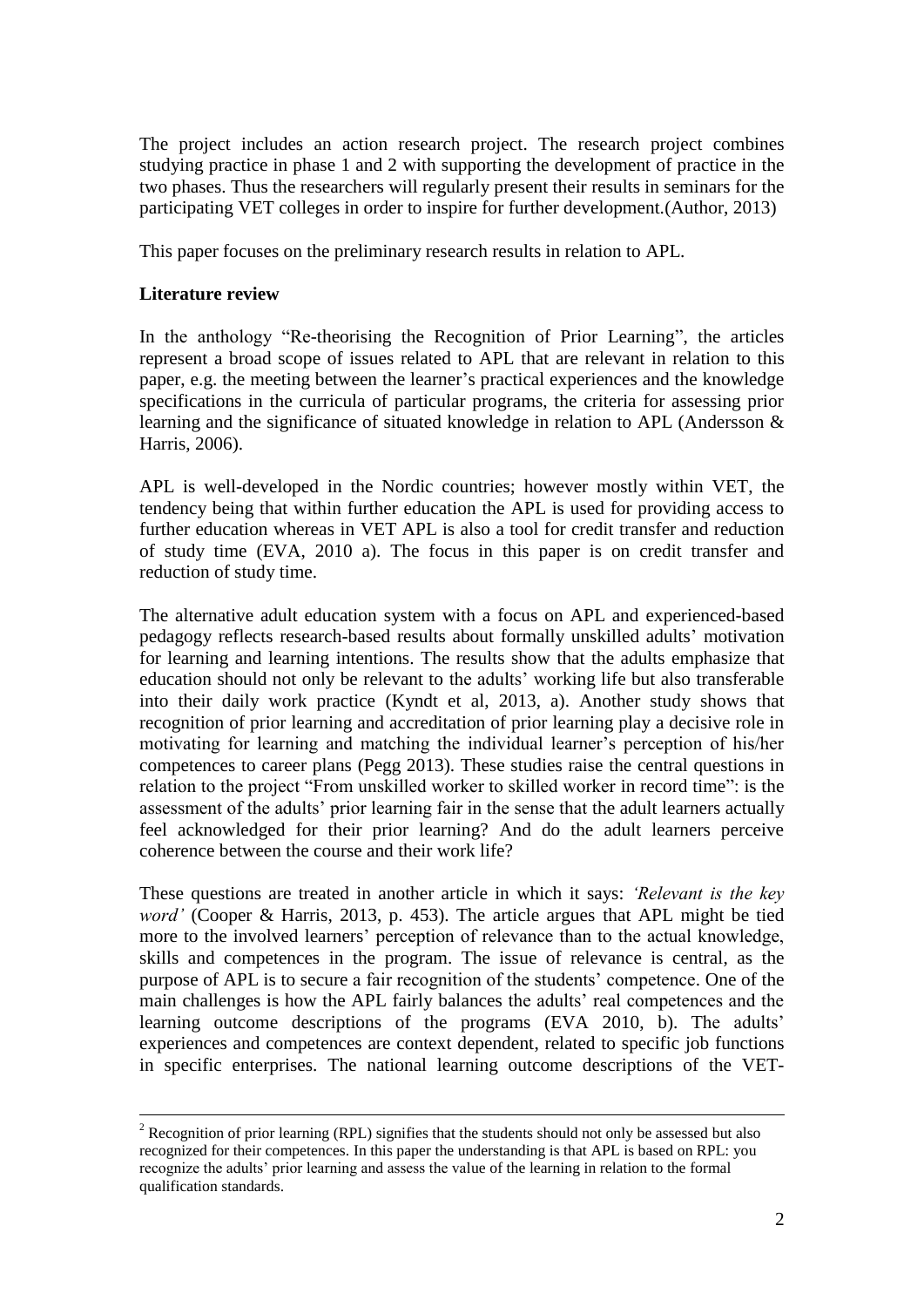The project includes an action research project. The research project combines studying practice in phase 1 and 2 with supporting the development of practice in the two phases. Thus the researchers will regularly present their results in seminars for the participating VET colleges in order to inspire for further development.(Author, 2013)

This paper focuses on the preliminary research results in relation to APL.

**Literature review**

In the anthology "Re-theorising the Recognition of Prior Learning", the articles represent a broad scope of issues related to APL that are relevant in relation to this paper, e.g. the meeting between the learner's practical experiences and the knowledge specifications in the curricula of particular programs, the criteria for assessing prior learning and the significance of situated knowledge in relation to APL (Andersson & Harris, 2006).

APL is well-developed in the Nordic countries; however mostly within VET, the tendency being that within further education the APL is used for providing access to further education whereas in VET APL is also a tool for credit transfer and reduction of study time (EVA, 2010 a). The focus in this paper is on credit transfer and reduction of study time.

The alternative adult education system with a focus on APL and experienced-based pedagogy reflects research-based results about formally unskilled adults' motivation for learning and learning intentions. The results show that the adults emphasize that education should not only be relevant to the adults' working life but also transferable into their daily work practice (Kyndt et al, 2013, a). Another study shows that recognition of prior learning and accreditation of prior learning play a decisive role in motivating for learning and matching the individual learner's perception of his/her competences to career plans (Pegg 2013). These studies raise the central questions in relation to the project "From unskilled worker to skilled worker in record time": is the assessment of the adults' prior learning fair in the sense that the adult learners actually feel acknowledged for their prior learning? And do the adult learners perceive coherence between the course and their work life?

These questions are treated in another article in which it says: *'Relevant is the key word'* (Cooper & Harris, 2013, p. 453). The article argues that APL might be tied more to the involved learners' perception of relevance than to the actual knowledge, skills and competences in the program. The issue of relevance is central, as the purpose of APL is to secure a fair recognition of the students' competence. One of the main challenges is how the APL fairly balances the adults' real competences and the learning outcome descriptions of the programs (EVA 2010, b). The adults' experiences and competences are context dependent, related to specific job functions in specific enterprises. The national learning outcome descriptions of the VET-

---

[2] Recognition of prior learning (RPL) signifies that the students should not only be assessed but also recognized for their competences. In this paper the understanding is that APL is based on RPL: you recognize the adults' prior learning and assess the value of the learning in relation to the formal qualification standards.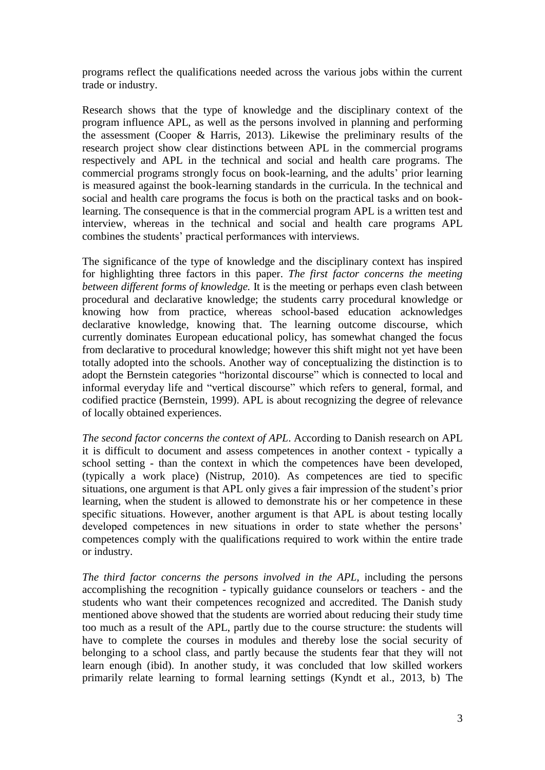programs reflect the qualifications needed across the various jobs within the current trade or industry.

Research shows that the type of knowledge and the disciplinary context of the program influence APL, as well as the persons involved in planning and performing the assessment (Cooper & Harris, 2013). Likewise the preliminary results of the research project show clear distinctions between APL in the commercial programs respectively and APL in the technical and social and health care programs. The commercial programs strongly focus on book-learning, and the adults' prior learning is measured against the book-learning standards in the curricula. In the technical and social and health care programs the focus is both on the practical tasks and on book-learning. The consequence is that in the commercial program APL is a written test and interview, whereas in the technical and social and health care programs APL combines the students' practical performances with interviews.

The significance of the type of knowledge and the disciplinary context has inspired for highlighting three factors in this paper. *The first factor concerns the meeting between different forms of knowledge.* It is the meeting or perhaps even clash between procedural and declarative knowledge; the students carry procedural knowledge or knowing how from practice, whereas school-based education acknowledges declarative knowledge, knowing that. The learning outcome discourse, which currently dominates European educational policy, has somewhat changed the focus from declarative to procedural knowledge; however this shift might not yet have been totally adopted into the schools. Another way of conceptualizing the distinction is to adopt the Bernstein categories "horizontal discourse" which is connected to local and informal everyday life and "vertical discourse" which refers to general, formal, and codified practice (Bernstein, 1999). APL is about recognizing the degree of relevance of locally obtained experiences.

*The second factor concerns the context of APL*. According to Danish research on APL it is difficult to document and assess competences in another context - typically a school setting - than the context in which the competences have been developed, (typically a work place) (Nistrup, 2010). As competences are tied to specific situations, one argument is that APL only gives a fair impression of the student's prior learning, when the student is allowed to demonstrate his or her competence in these specific situations. However, another argument is that APL is about testing locally developed competences in new situations in order to state whether the persons' competences comply with the qualifications required to work within the entire trade or industry.

*The third factor concerns the persons involved in the APL*, including the persons accomplishing the recognition - typically guidance counselors or teachers - and the students who want their competences recognized and accredited. The Danish study mentioned above showed that the students are worried about reducing their study time too much as a result of the APL, partly due to the course structure: the students will have to complete the courses in modules and thereby lose the social security of belonging to a school class, and partly because the students fear that they will not learn enough (ibid). In another study, it was concluded that low skilled workers primarily relate learning to formal learning settings (Kyndt et al., 2013, b) The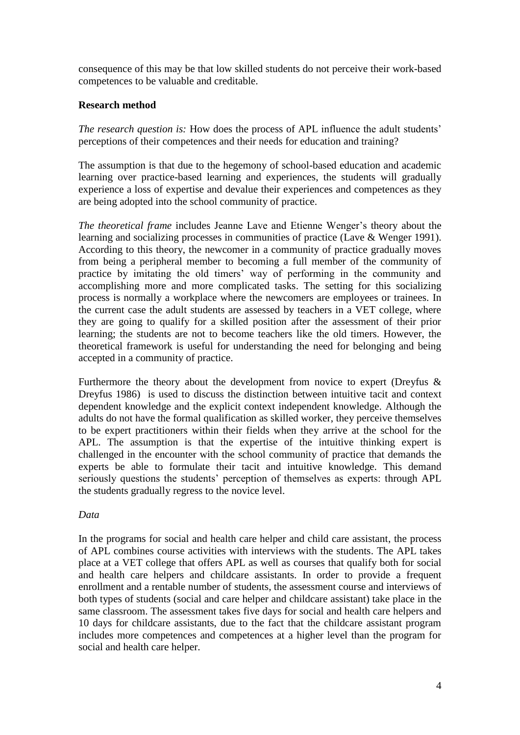consequence of this may be that low skilled students do not perceive their work-based competences to be valuable and creditable.

## Research method

*The research question is:* How does the process of APL influence the adult students' perceptions of their competences and their needs for education and training?

The assumption is that due to the hegemony of school-based education and academic learning over practice-based learning and experiences, the students will gradually experience a loss of expertise and devalue their experiences and competences as they are being adopted into the school community of practice.

*The theoretical frame* includes Jeanne Lave and Etienne Wenger's theory about the learning and socializing processes in communities of practice (Lave & Wenger 1991). According to this theory, the newcomer in a community of practice gradually moves from being a peripheral member to becoming a full member of the community of practice by imitating the old timers' way of performing in the community and accomplishing more and more complicated tasks. The setting for this socializing process is normally a workplace where the newcomers are employees or trainees. In the current case the adult students are assessed by teachers in a VET college, where they are going to qualify for a skilled position after the assessment of their prior learning; the students are not to become teachers like the old timers. However, the theoretical framework is useful for understanding the need for belonging and being accepted in a community of practice.

Furthermore the theory about the development from novice to expert (Dreyfus & Dreyfus 1986) is used to discuss the distinction between intuitive tacit and context dependent knowledge and the explicit context independent knowledge. Although the adults do not have the formal qualification as skilled worker, they perceive themselves to be expert practitioners within their fields when they arrive at the school for the APL. The assumption is that the expertise of the intuitive thinking expert is challenged in the encounter with the school community of practice that demands the experts be able to formulate their tacit and intuitive knowledge. This demand seriously questions the students' perception of themselves as experts: through APL the students gradually regress to the novice level.

*Data*

In the programs for social and health care helper and child care assistant, the process of APL combines course activities with interviews with the students. The APL takes place at a VET college that offers APL as well as courses that qualify both for social and health care helpers and childcare assistants. In order to provide a frequent enrollment and a rentable number of students, the assessment course and interviews of both types of students (social and care helper and childcare assistant) take place in the same classroom. The assessment takes five days for social and health care helpers and 10 days for childcare assistants, due to the fact that the childcare assistant program includes more competences and competences at a higher level than the program for social and health care helper.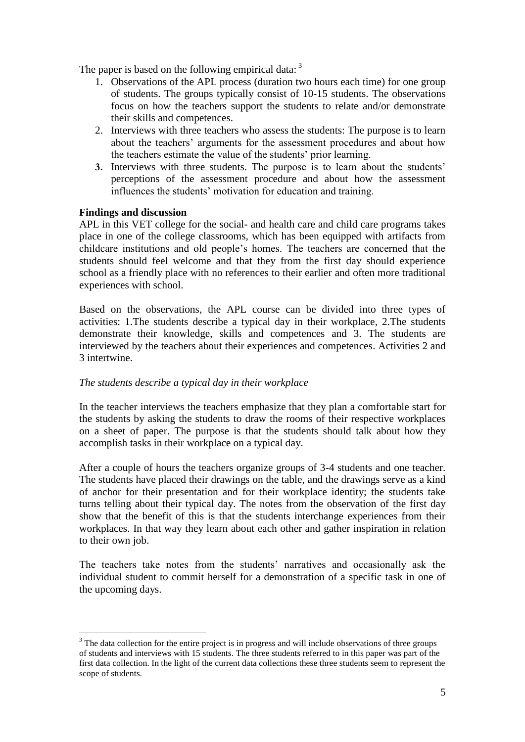The paper is based on the following empirical data: [3]

1. Observations of the APL process (duration two hours each time) for one group of students. The groups typically consist of 10-15 students. The observations focus on how the teachers support the students to relate and/or demonstrate their skills and competences.
2. Interviews with three teachers who assess the students: The purpose is to learn about the teachers' arguments for the assessment procedures and about how the teachers estimate the value of the students' prior learning.
3. Interviews with three students. The purpose is to learn about the students' perceptions of the assessment procedure and about how the assessment influences the students' motivation for education and training.

**Findings and discussion**

APL in this VET college for the social- and health care and child care programs takes place in one of the college classrooms, which has been equipped with artifacts from childcare institutions and old people's homes. The teachers are concerned that the students should feel welcome and that they from the first day should experience school as a friendly place with no references to their earlier and often more traditional experiences with school.

Based on the observations, the APL course can be divided into three types of activities: 1.The students describe a typical day in their workplace, 2.The students demonstrate their knowledge, skills and competences and 3. The students are interviewed by the teachers about their experiences and competences. Activities 2 and 3 intertwine.

*The students describe a typical day in their workplace*

In the teacher interviews the teachers emphasize that they plan a comfortable start for the students by asking the students to draw the rooms of their respective workplaces on a sheet of paper. The purpose is that the students should talk about how they accomplish tasks in their workplace on a typical day.

After a couple of hours the teachers organize groups of 3-4 students and one teacher. The students have placed their drawings on the table, and the drawings serve as a kind of anchor for their presentation and for their workplace identity; the students take turns telling about their typical day. The notes from the observation of the first day show that the benefit of this is that the students interchange experiences from their workplaces. In that way they learn about each other and gather inspiration in relation to their own job.

The teachers take notes from the students' narratives and occasionally ask the individual student to commit herself for a demonstration of a specific task in one of the upcoming days.

---

[3] The data collection for the entire project is in progress and will include observations of three groups of students and interviews with 15 students. The three students referred to in this paper was part of the first data collection. In the light of the current data collections these three students seem to represent the scope of students.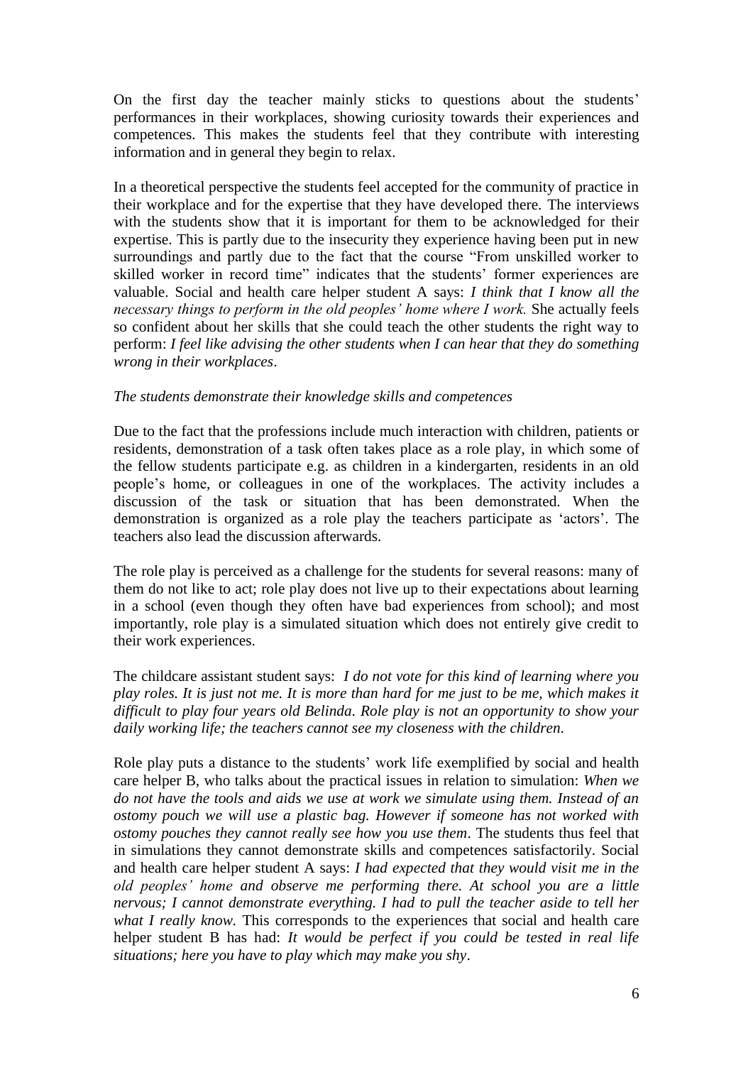On the first day the teacher mainly sticks to questions about the students' performances in their workplaces, showing curiosity towards their experiences and competences. This makes the students feel that they contribute with interesting information and in general they begin to relax.

In a theoretical perspective the students feel accepted for the community of practice in their workplace and for the expertise that they have developed there. The interviews with the students show that it is important for them to be acknowledged for their expertise. This is partly due to the insecurity they experience having been put in new surroundings and partly due to the fact that the course "From unskilled worker to skilled worker in record time" indicates that the students' former experiences are valuable. Social and health care helper student A says: *I think that I know all the necessary things to perform in the old peoples' home where I work.* She actually feels so confident about her skills that she could teach the other students the right way to perform: *I feel like advising the other students when I can hear that they do something wrong in their workplaces*.

*The students demonstrate their knowledge skills and competences*

Due to the fact that the professions include much interaction with children, patients or residents, demonstration of a task often takes place as a role play, in which some of the fellow students participate e.g. as children in a kindergarten, residents in an old people's home, or colleagues in one of the workplaces. The activity includes a discussion of the task or situation that has been demonstrated. When the demonstration is organized as a role play the teachers participate as 'actors'. The teachers also lead the discussion afterwards.

The role play is perceived as a challenge for the students for several reasons: many of them do not like to act; role play does not live up to their expectations about learning in a school (even though they often have bad experiences from school); and most importantly, role play is a simulated situation which does not entirely give credit to their work experiences.

The childcare assistant student says: *I do not vote for this kind of learning where you play roles. It is just not me. It is more than hard for me just to be me, which makes it difficult to play four years old Belinda. Role play is not an opportunity to show your daily working life; the teachers cannot see my closeness with the children.*

Role play puts a distance to the students' work life exemplified by social and health care helper B, who talks about the practical issues in relation to simulation: *When we do not have the tools and aids we use at work we simulate using them. Instead of an ostomy pouch we will use a plastic bag. However if someone has not worked with ostomy pouches they cannot really see how you use them*. The students thus feel that in simulations they cannot demonstrate skills and competences satisfactorily. Social and health care helper student A says: *I had expected that they would visit me in the old peoples' home and observe me performing there. At school you are a little nervous; I cannot demonstrate everything. I had to pull the teacher aside to tell her what I really know.* This corresponds to the experiences that social and health care helper student B has had: *It would be perfect if you could be tested in real life situations; here you have to play which may make you shy*.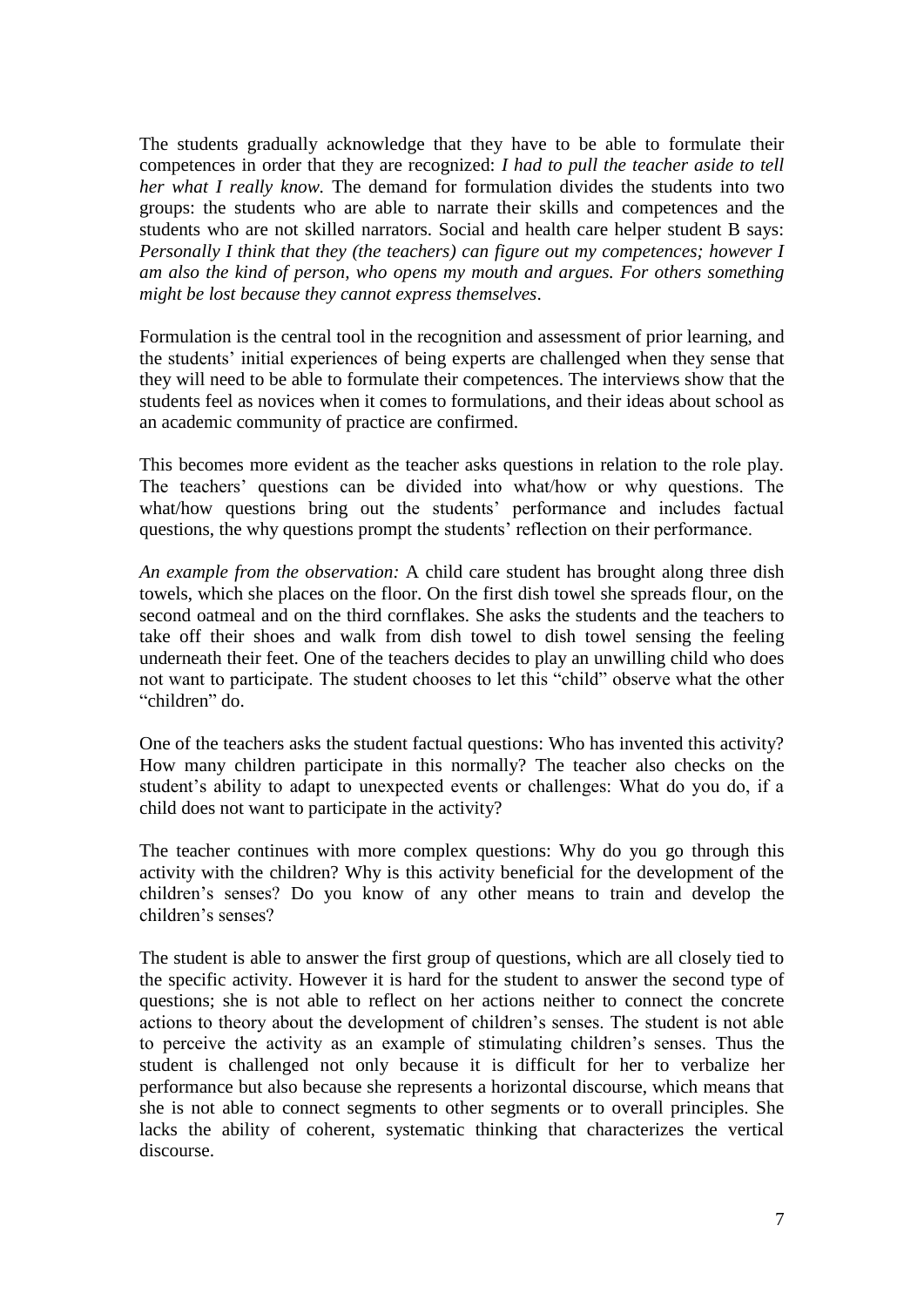The students gradually acknowledge that they have to be able to formulate their competences in order that they are recognized: *I had to pull the teacher aside to tell her what I really know.* The demand for formulation divides the students into two groups: the students who are able to narrate their skills and competences and the students who are not skilled narrators. Social and health care helper student B says: *Personally I think that they (the teachers) can figure out my competences; however I am also the kind of person, who opens my mouth and argues. For others something might be lost because they cannot express themselves*.

Formulation is the central tool in the recognition and assessment of prior learning, and the students' initial experiences of being experts are challenged when they sense that they will need to be able to formulate their competences. The interviews show that the students feel as novices when it comes to formulations, and their ideas about school as an academic community of practice are confirmed.

This becomes more evident as the teacher asks questions in relation to the role play. The teachers' questions can be divided into what/how or why questions. The what/how questions bring out the students' performance and includes factual questions, the why questions prompt the students' reflection on their performance.

*An example from the observation:* A child care student has brought along three dish towels, which she places on the floor. On the first dish towel she spreads flour, on the second oatmeal and on the third cornflakes. She asks the students and the teachers to take off their shoes and walk from dish towel to dish towel sensing the feeling underneath their feet. One of the teachers decides to play an unwilling child who does not want to participate. The student chooses to let this "child" observe what the other "children" do.

One of the teachers asks the student factual questions: Who has invented this activity? How many children participate in this normally? The teacher also checks on the student's ability to adapt to unexpected events or challenges: What do you do, if a child does not want to participate in the activity?

The teacher continues with more complex questions: Why do you go through this activity with the children? Why is this activity beneficial for the development of the children's senses? Do you know of any other means to train and develop the children's senses?

The student is able to answer the first group of questions, which are all closely tied to the specific activity. However it is hard for the student to answer the second type of questions; she is not able to reflect on her actions neither to connect the concrete actions to theory about the development of children's senses. The student is not able to perceive the activity as an example of stimulating children's senses. Thus the student is challenged not only because it is difficult for her to verbalize her performance but also because she represents a horizontal discourse, which means that she is not able to connect segments to other segments or to overall principles. She lacks the ability of coherent, systematic thinking that characterizes the vertical discourse.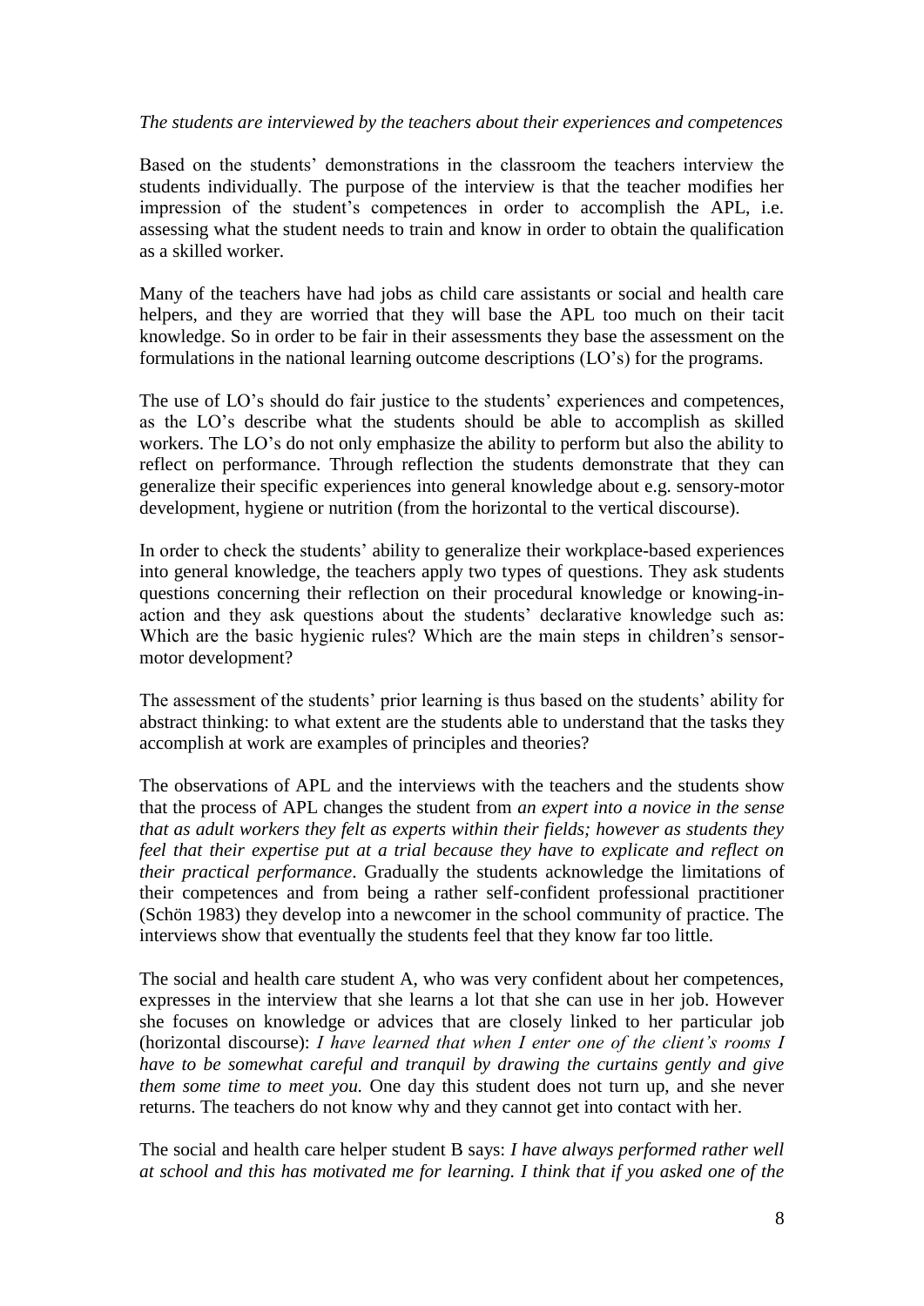*The students are interviewed by the teachers about their experiences and competences*

Based on the students' demonstrations in the classroom the teachers interview the students individually. The purpose of the interview is that the teacher modifies her impression of the student's competences in order to accomplish the APL, i.e. assessing what the student needs to train and know in order to obtain the qualification as a skilled worker.

Many of the teachers have had jobs as child care assistants or social and health care helpers, and they are worried that they will base the APL too much on their tacit knowledge. So in order to be fair in their assessments they base the assessment on the formulations in the national learning outcome descriptions (LO's) for the programs.

The use of LO's should do fair justice to the students' experiences and competences, as the LO's describe what the students should be able to accomplish as skilled workers. The LO's do not only emphasize the ability to perform but also the ability to reflect on performance. Through reflection the students demonstrate that they can generalize their specific experiences into general knowledge about e.g. sensory-motor development, hygiene or nutrition (from the horizontal to the vertical discourse).

In order to check the students' ability to generalize their workplace-based experiences into general knowledge, the teachers apply two types of questions. They ask students questions concerning their reflection on their procedural knowledge or knowing-in-action and they ask questions about the students' declarative knowledge such as: Which are the basic hygienic rules? Which are the main steps in children's sensor-motor development?

The assessment of the students' prior learning is thus based on the students' ability for abstract thinking: to what extent are the students able to understand that the tasks they accomplish at work are examples of principles and theories?

The observations of APL and the interviews with the teachers and the students show that the process of APL changes the student from *an expert into a novice in the sense that as adult workers they felt as experts within their fields; however as students they feel that their expertise put at a trial because they have to explicate and reflect on their practical performance*. Gradually the students acknowledge the limitations of their competences and from being a rather self-confident professional practitioner (Schön 1983) they develop into a newcomer in the school community of practice. The interviews show that eventually the students feel that they know far too little.

The social and health care student A, who was very confident about her competences, expresses in the interview that she learns a lot that she can use in her job. However she focuses on knowledge or advices that are closely linked to her particular job (horizontal discourse): *I have learned that when I enter one of the client's rooms I have to be somewhat careful and tranquil by drawing the curtains gently and give them some time to meet you.* One day this student does not turn up, and she never returns. The teachers do not know why and they cannot get into contact with her.

The social and health care helper student B says: *I have always performed rather well at school and this has motivated me for learning. I think that if you asked one of the*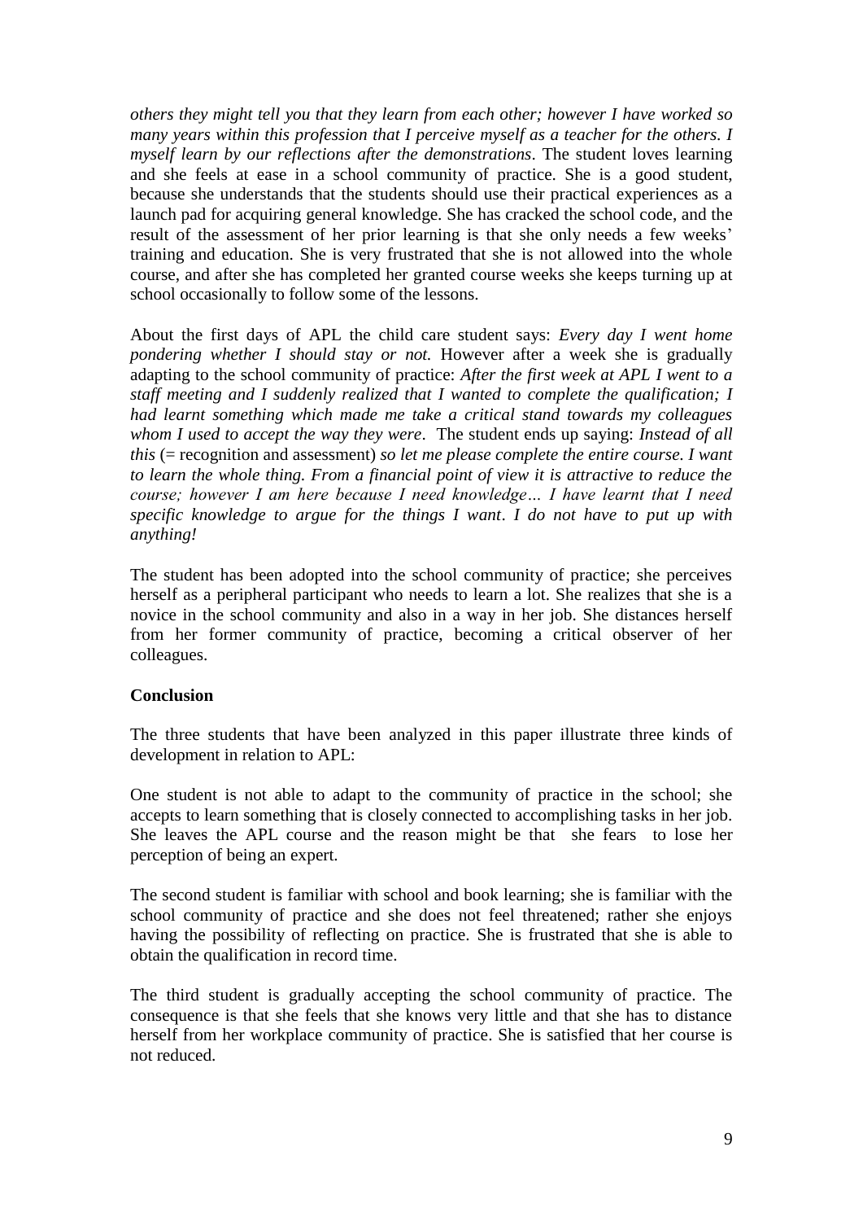*others they might tell you that they learn from each other; however I have worked so many years within this profession that I perceive myself as a teacher for the others. I myself learn by our reflections after the demonstrations*. The student loves learning and she feels at ease in a school community of practice. She is a good student, because she understands that the students should use their practical experiences as a launch pad for acquiring general knowledge. She has cracked the school code, and the result of the assessment of her prior learning is that she only needs a few weeks' training and education. She is very frustrated that she is not allowed into the whole course, and after she has completed her granted course weeks she keeps turning up at school occasionally to follow some of the lessons.

About the first days of APL the child care student says: *Every day I went home pondering whether I should stay or not.* However after a week she is gradually adapting to the school community of practice: *After the first week at APL I went to a staff meeting and I suddenly realized that I wanted to complete the qualification; I had learnt something which made me take a critical stand towards my colleagues whom I used to accept the way they were*. The student ends up saying: *Instead of all this* (= recognition and assessment) *so let me please complete the entire course. I want to learn the whole thing. From a financial point of view it is attractive to reduce the course; however I am here because I need knowledge… I have learnt that I need specific knowledge to argue for the things I want*. *I do not have to put up with anything!*

The student has been adopted into the school community of practice; she perceives herself as a peripheral participant who needs to learn a lot. She realizes that she is a novice in the school community and also in a way in her job. She distances herself from her former community of practice, becoming a critical observer of her colleagues.

**Conclusion**

The three students that have been analyzed in this paper illustrate three kinds of development in relation to APL:

One student is not able to adapt to the community of practice in the school; she accepts to learn something that is closely connected to accomplishing tasks in her job. She leaves the APL course and the reason might be that she fears to lose her perception of being an expert.

The second student is familiar with school and book learning; she is familiar with the school community of practice and she does not feel threatened; rather she enjoys having the possibility of reflecting on practice. She is frustrated that she is able to obtain the qualification in record time.

The third student is gradually accepting the school community of practice. The consequence is that she feels that she knows very little and that she has to distance herself from her workplace community of practice. She is satisfied that her course is not reduced.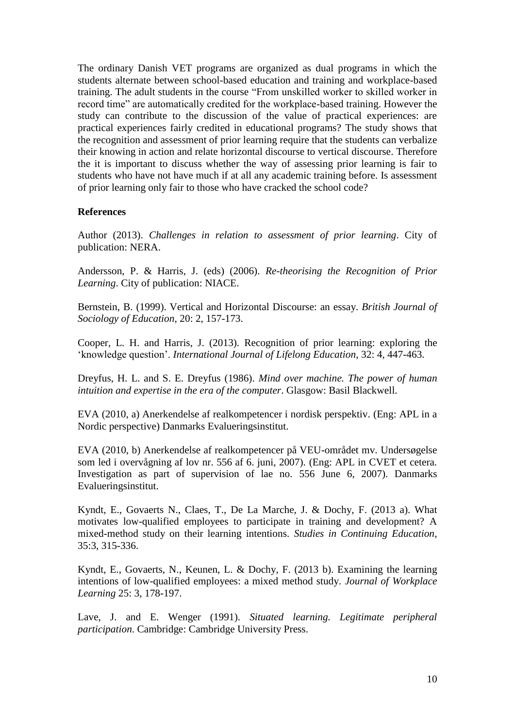The ordinary Danish VET programs are organized as dual programs in which the students alternate between school-based education and training and workplace-based training. The adult students in the course "From unskilled worker to skilled worker in record time" are automatically credited for the workplace-based training. However the study can contribute to the discussion of the value of practical experiences: are practical experiences fairly credited in educational programs? The study shows that the recognition and assessment of prior learning require that the students can verbalize their knowing in action and relate horizontal discourse to vertical discourse. Therefore the it is important to discuss whether the way of assessing prior learning is fair to students who have not have much if at all any academic training before. Is assessment of prior learning only fair to those who have cracked the school code?

**References**

Author (2013). *Challenges in relation to assessment of prior learning*. City of publication: NERA.

Andersson, P. & Harris, J. (eds) (2006). *Re-theorising the Recognition of Prior Learning*. City of publication: NIACE.

Bernstein, B. (1999). Vertical and Horizontal Discourse: an essay. *British Journal of Sociology of Education*, 20: 2, 157-173.

Cooper, L. H. and Harris, J. (2013). Recognition of prior learning: exploring the 'knowledge question'. *International Journal of Lifelong Education*, 32: 4, 447-463.

Dreyfus, H. L. and S. E. Dreyfus (1986). *Mind over machine. The power of human intuition and expertise in the era of the computer*. Glasgow: Basil Blackwell.

EVA (2010, a) Anerkendelse af realkompetencer i nordisk perspektiv. (Eng: APL in a Nordic perspective) Danmarks Evalueringsinstitut.

EVA (2010, b) Anerkendelse af realkompetencer på VEU-området mv. Undersøgelse som led i overvågning af lov nr. 556 af 6. juni, 2007). (Eng: APL in CVET et cetera. Investigation as part of supervision of lae no. 556 June 6, 2007). Danmarks Evalueringsinstitut.

Kyndt, E., Govaerts N., Claes, T., De La Marche, J. & Dochy, F. (2013 a). What motivates low-qualified employees to participate in training and development? A mixed-method study on their learning intentions. *Studies in Continuing Education*, 35:3, 315-336.

Kyndt, E., Govaerts, N., Keunen, L. & Dochy, F. (2013 b). Examining the learning intentions of low-qualified employees: a mixed method study. *Journal of Workplace Learning* 25: 3, 178-197.

Lave, J. and E. Wenger (1991). *Situated learning. Legitimate peripheral participation*. Cambridge: Cambridge University Press.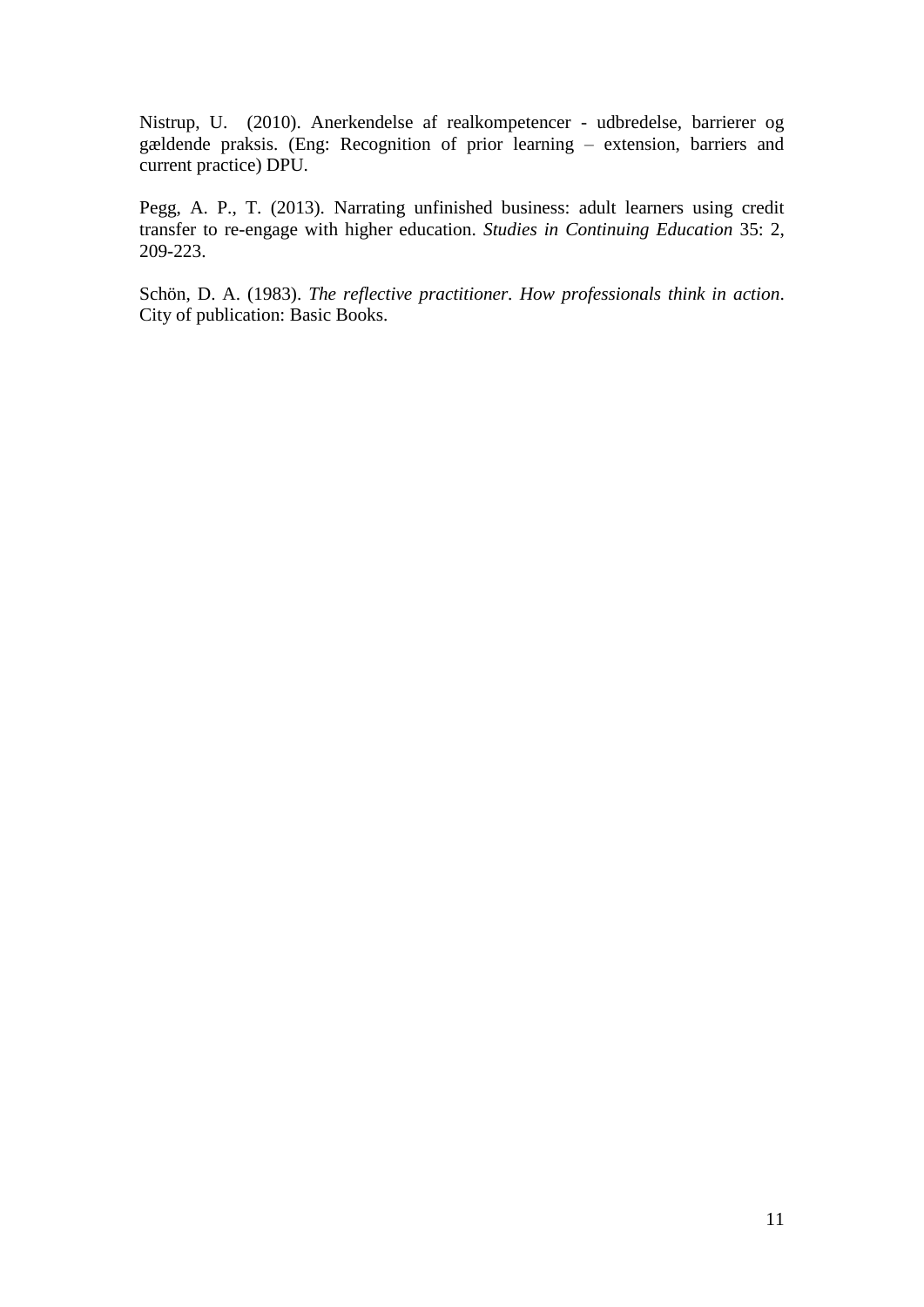Nistrup, U.  (2010). Anerkendelse af realkompetencer - udbredelse, barrierer og gældende praksis. (Eng: Recognition of prior learning – extension, barriers and current practice) DPU.

Pegg, A. P., T. (2013). Narrating unfinished business: adult learners using credit transfer to re-engage with higher education. *Studies in Continuing Education* 35: 2, 209-223.

Schön, D. A. (1983). *The reflective practitioner*. *How professionals think in action*. City of publication: Basic Books.